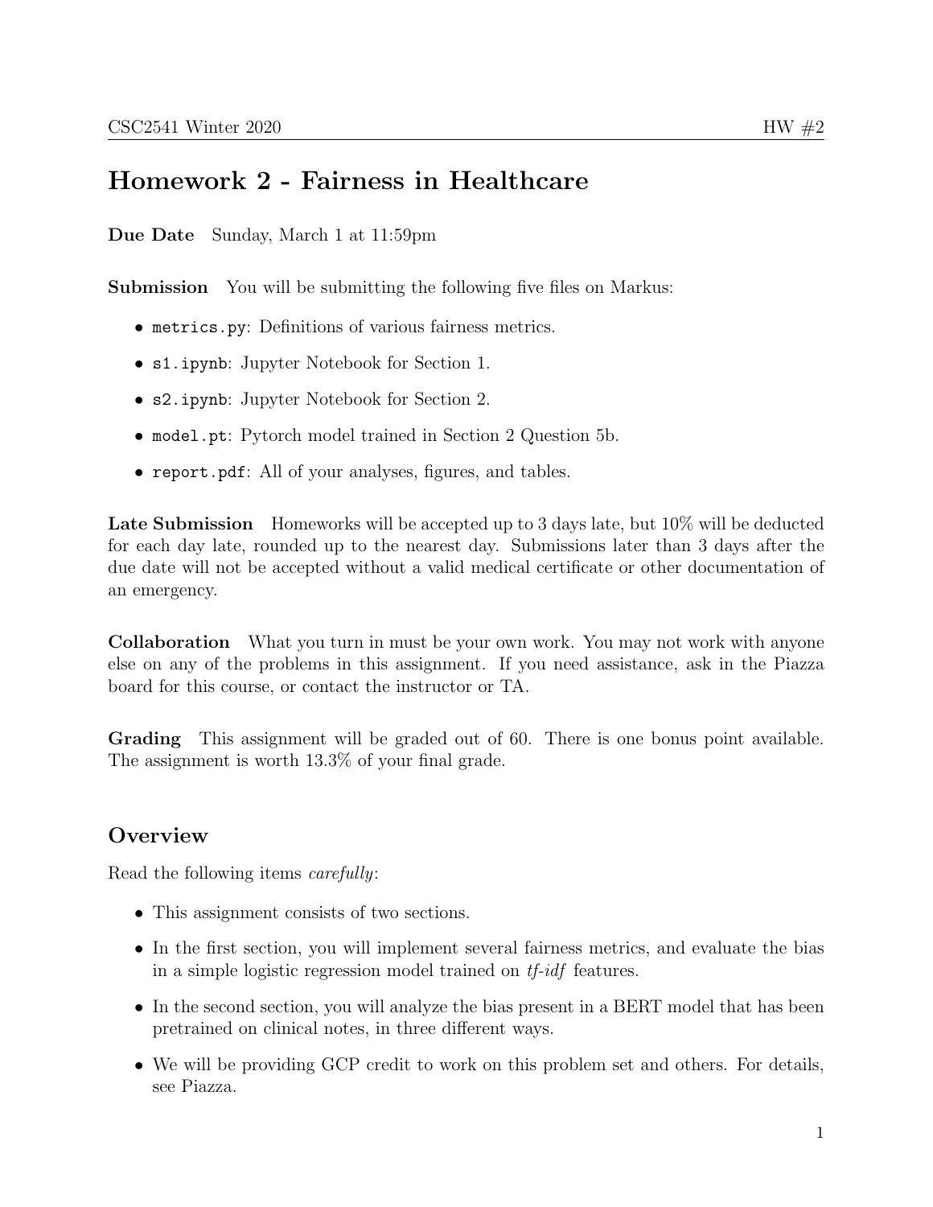# Homework 2 - Fairness in Healthcare

**Due Date** Sunday, March 1 at 11:59pm

**Submission** You will be submitting the following five files on Markus:

- `metrics.py`: Definitions of various fairness metrics.
- `s1.ipynb`: Jupyter Notebook for Section 1.
- `s2.ipynb`: Jupyter Notebook for Section 2.
- `model.pt`: Pytorch model trained in Section 2 Question 5b.
- `report.pdf`: All of your analyses, figures, and tables.

**Late Submission** Homeworks will be accepted up to 3 days late, but 10% will be deducted for each day late, rounded up to the nearest day. Submissions later than 3 days after the due date will not be accepted without a valid medical certificate or other documentation of an emergency.

**Collaboration** What you turn in must be your own work. You may not work with anyone else on any of the problems in this assignment. If you need assistance, ask in the Piazza board for this course, or contact the instructor or TA.

**Grading** This assignment will be graded out of 60. There is one bonus point available. The assignment is worth 13.3% of your final grade.

## Overview

Read the following items *carefully*:

- This assignment consists of two sections.
- In the first section, you will implement several fairness metrics, and evaluate the bias in a simple logistic regression model trained on *tf-idf* features.
- In the second section, you will analyze the bias present in a BERT model that has been pretrained on clinical notes, in three different ways.
- We will be providing GCP credit to work on this problem set and others. For details, see Piazza.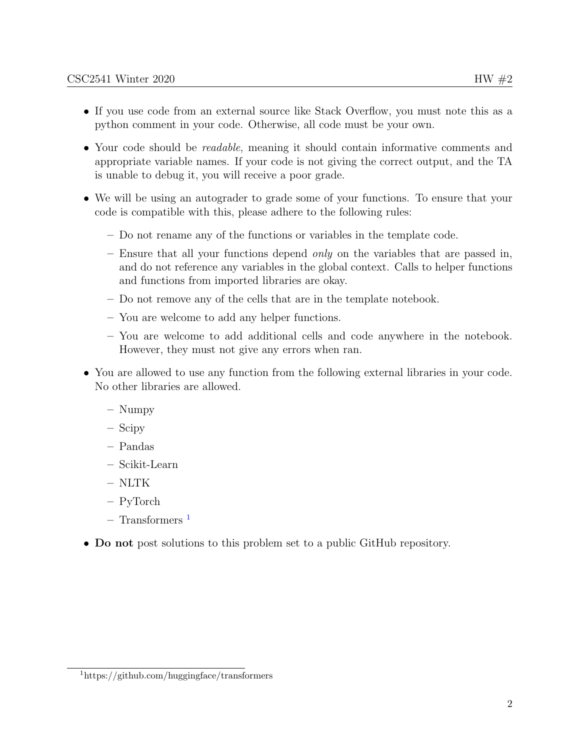- If you use code from an external source like Stack Overflow, you must note this as a python comment in your code. Otherwise, all code must be your own.
- Your code should be *readable*, meaning it should contain informative comments and appropriate variable names. If your code is not giving the correct output, and the TA is unable to debug it, you will receive a poor grade.
- We will be using an autograder to grade some of your functions. To ensure that your code is compatible with this, please adhere to the following rules:
  - Do not rename any of the functions or variables in the template code.
  - Ensure that all your functions depend *only* on the variables that are passed in, and do not reference any variables in the global context. Calls to helper functions and functions from imported libraries are okay.
  - Do not remove any of the cells that are in the template notebook.
  - You are welcome to add any helper functions.
  - You are welcome to add additional cells and code anywhere in the notebook. However, they must not give any errors when ran.
- You are allowed to use any function from the following external libraries in your code. No other libraries are allowed.
  - Numpy
  - Scipy
  - Pandas
  - Scikit-Learn
  - NLTK
  - PyTorch
  - Transformers [1]
- **Do not** post solutions to this problem set to a public GitHub repository.

[1] https://github.com/huggingface/transformers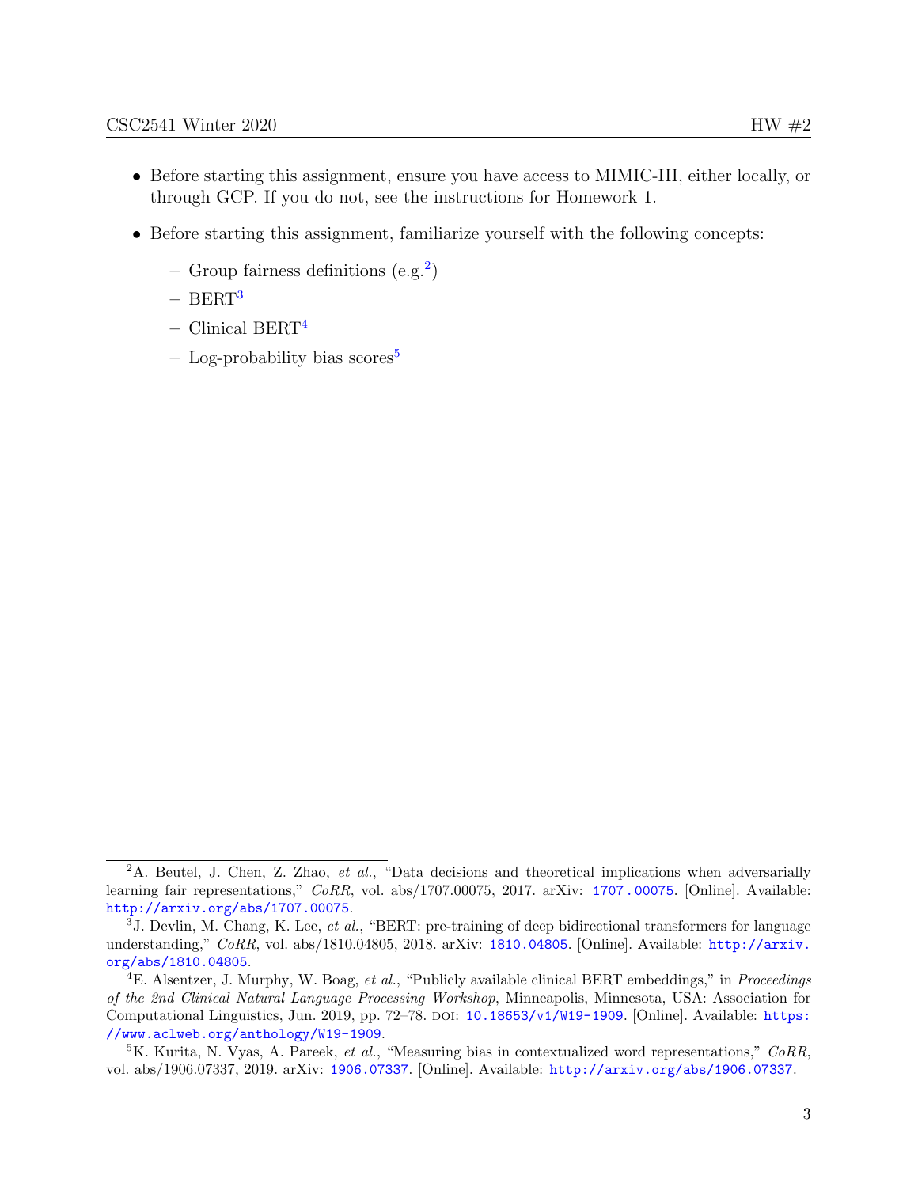- Before starting this assignment, ensure you have access to MIMIC-III, either locally, or through GCP. If you do not, see the instructions for Homework 1.
- Before starting this assignment, familiarize yourself with the following concepts:
  - Group fairness definitions (e.g.[2])
  - BERT[3]
  - Clinical BERT[4]
  - Log-probability bias scores[5]

---

[2] A. Beutel, J. Chen, Z. Zhao, *et al.*, "Data decisions and theoretical implications when adversarially learning fair representations," *CoRR*, vol. abs/1707.00075, 2017. arXiv: 1707.00075. [Online]. Available: http://arxiv.org/abs/1707.00075.

[3] J. Devlin, M. Chang, K. Lee, *et al.*, "BERT: pre-training of deep bidirectional transformers for language understanding," *CoRR*, vol. abs/1810.04805, 2018. arXiv: 1810.04805. [Online]. Available: http://arxiv.org/abs/1810.04805.

[4] E. Alsentzer, J. Murphy, W. Boag, *et al.*, "Publicly available clinical BERT embeddings," in *Proceedings of the 2nd Clinical Natural Language Processing Workshop*, Minneapolis, Minnesota, USA: Association for Computational Linguistics, Jun. 2019, pp. 72–78. DOI: 10.18653/v1/W19-1909. [Online]. Available: https://www.aclweb.org/anthology/W19-1909.

[5] K. Kurita, N. Vyas, A. Pareek, *et al.*, "Measuring bias in contextualized word representations," *CoRR*, vol. abs/1906.07337, 2019. arXiv: 1906.07337. [Online]. Available: http://arxiv.org/abs/1906.07337.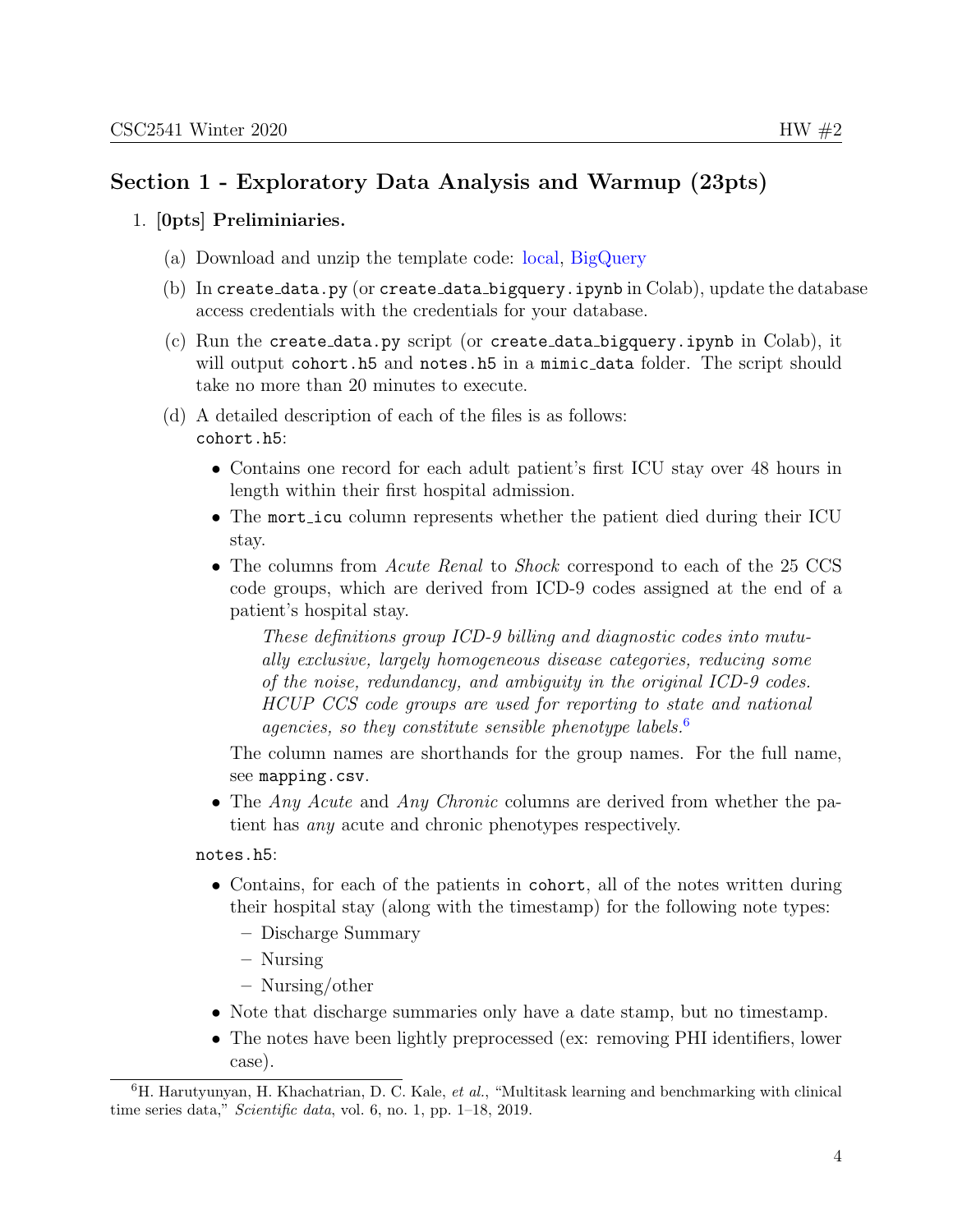## Section 1 - Exploratory Data Analysis and Warmup (23pts)

1. **[0pts] Preliminiaries.**

   (a) Download and unzip the template code: local, BigQuery

   (b) In `create_data.py` (or `create_data_bigquery.ipynb` in Colab), update the database access credentials with the credentials for your database.

   (c) Run the `create_data.py` script (or `create_data_bigquery.ipynb` in Colab), it will output `cohort.h5` and `notes.h5` in a `mimic_data` folder. The script should take no more than 20 minutes to execute.

   (d) A detailed description of each of the files is as follows:
   `cohort.h5`:

   - Contains one record for each adult patient's first ICU stay over 48 hours in length within their first hospital admission.
   - The `mort_icu` column represents whether the patient died during their ICU stay.
   - The columns from *Acute Renal* to *Shock* correspond to each of the 25 CCS code groups, which are derived from ICD-9 codes assigned at the end of a patient's hospital stay.

     > *These definitions group ICD-9 billing and diagnostic codes into mutually exclusive, largely homogeneous disease categories, reducing some of the noise, redundancy, and ambiguity in the original ICD-9 codes. HCUP CCS code groups are used for reporting to state and national agencies, so they constitute sensible phenotype labels.*[6]

     The column names are shorthands for the group names. For the full name, see `mapping.csv`.

   - The *Any Acute* and *Any Chronic* columns are derived from whether the patient has *any* acute and chronic phenotypes respectively.

   `notes.h5`:

   - Contains, for each of the patients in `cohort`, all of the notes written during their hospital stay (along with the timestamp) for the following note types:
     - Discharge Summary
     - Nursing
     - Nursing/other
   - Note that discharge summaries only have a date stamp, but no timestamp.
   - The notes have been lightly preprocessed (ex: removing PHI identifiers, lower case).

---

[6] H. Harutyunyan, H. Khachatrian, D. C. Kale, *et al.*, "Multitask learning and benchmarking with clinical time series data," *Scientific data*, vol. 6, no. 1, pp. 1–18, 2019.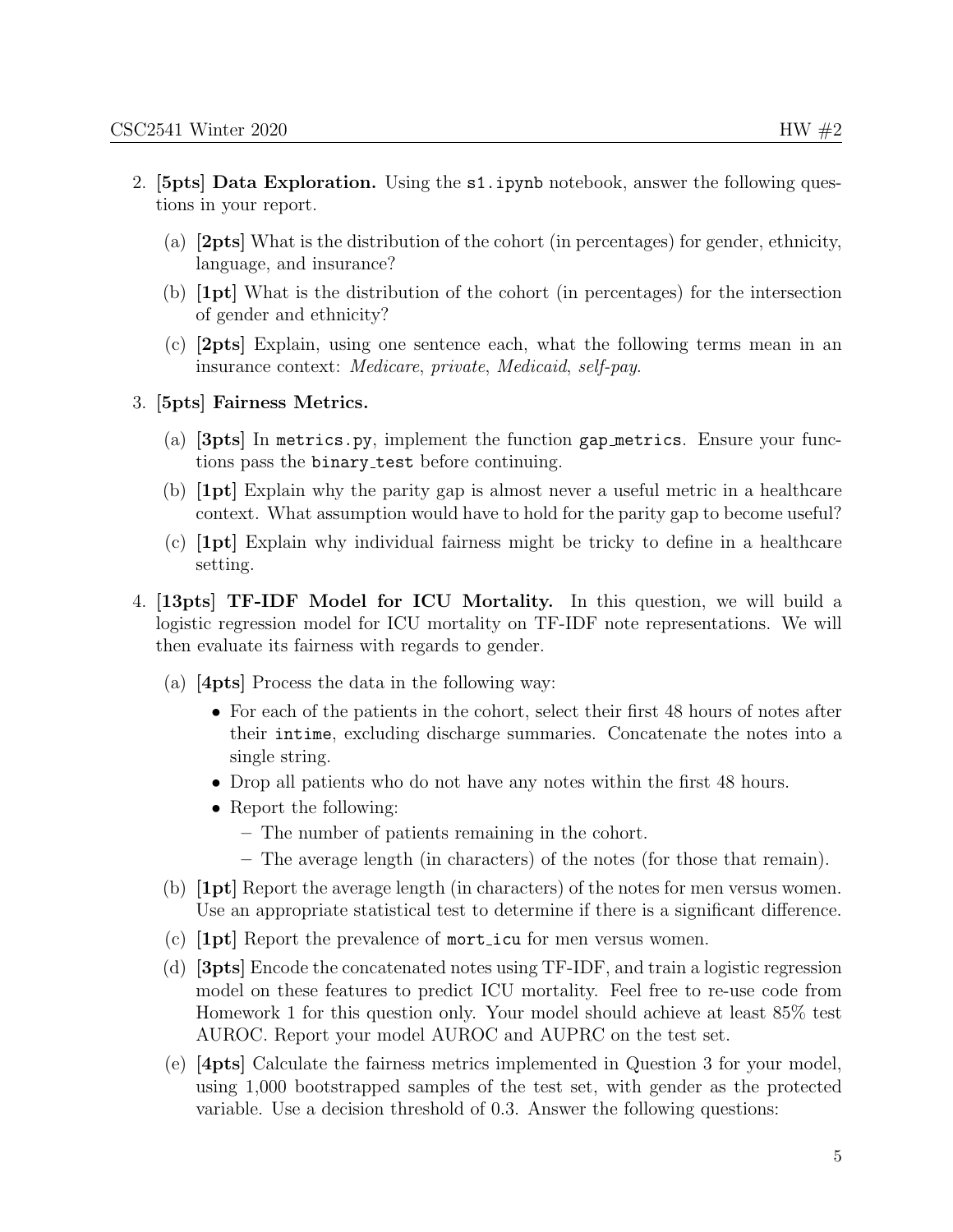2. **[5pts] Data Exploration.** Using the `s1.ipynb` notebook, answer the following questions in your report.

   (a) **[2pts]** What is the distribution of the cohort (in percentages) for gender, ethnicity, language, and insurance?

   (b) **[1pt]** What is the distribution of the cohort (in percentages) for the intersection of gender and ethnicity?

   (c) **[2pts]** Explain, using one sentence each, what the following terms mean in an insurance context: *Medicare*, *private*, *Medicaid*, *self-pay*.

3. **[5pts] Fairness Metrics.**

   (a) **[3pts]** In `metrics.py`, implement the function `gap_metrics`. Ensure your functions pass the `binary_test` before continuing.

   (b) **[1pt]** Explain why the parity gap is almost never a useful metric in a healthcare context. What assumption would have to hold for the parity gap to become useful?

   (c) **[1pt]** Explain why individual fairness might be tricky to define in a healthcare setting.

4. **[13pts] TF-IDF Model for ICU Mortality.** In this question, we will build a logistic regression model for ICU mortality on TF-IDF note representations. We will then evaluate its fairness with regards to gender.

   (a) **[4pts]** Process the data in the following way:

   - For each of the patients in the cohort, select their first 48 hours of notes after their `intime`, excluding discharge summaries. Concatenate the notes into a single string.
   - Drop all patients who do not have any notes within the first 48 hours.
   - Report the following:
     - The number of patients remaining in the cohort.
     - The average length (in characters) of the notes (for those that remain).

   (b) **[1pt]** Report the average length (in characters) of the notes for men versus women. Use an appropriate statistical test to determine if there is a significant difference.

   (c) **[1pt]** Report the prevalence of `mort_icu` for men versus women.

   (d) **[3pts]** Encode the concatenated notes using TF-IDF, and train a logistic regression model on these features to predict ICU mortality. Feel free to re-use code from Homework 1 for this question only. Your model should achieve at least 85% test AUROC. Report your model AUROC and AUPRC on the test set.

   (e) **[4pts]** Calculate the fairness metrics implemented in Question 3 for your model, using 1,000 bootstrapped samples of the test set, with gender as the protected variable. Use a decision threshold of 0.3. Answer the following questions: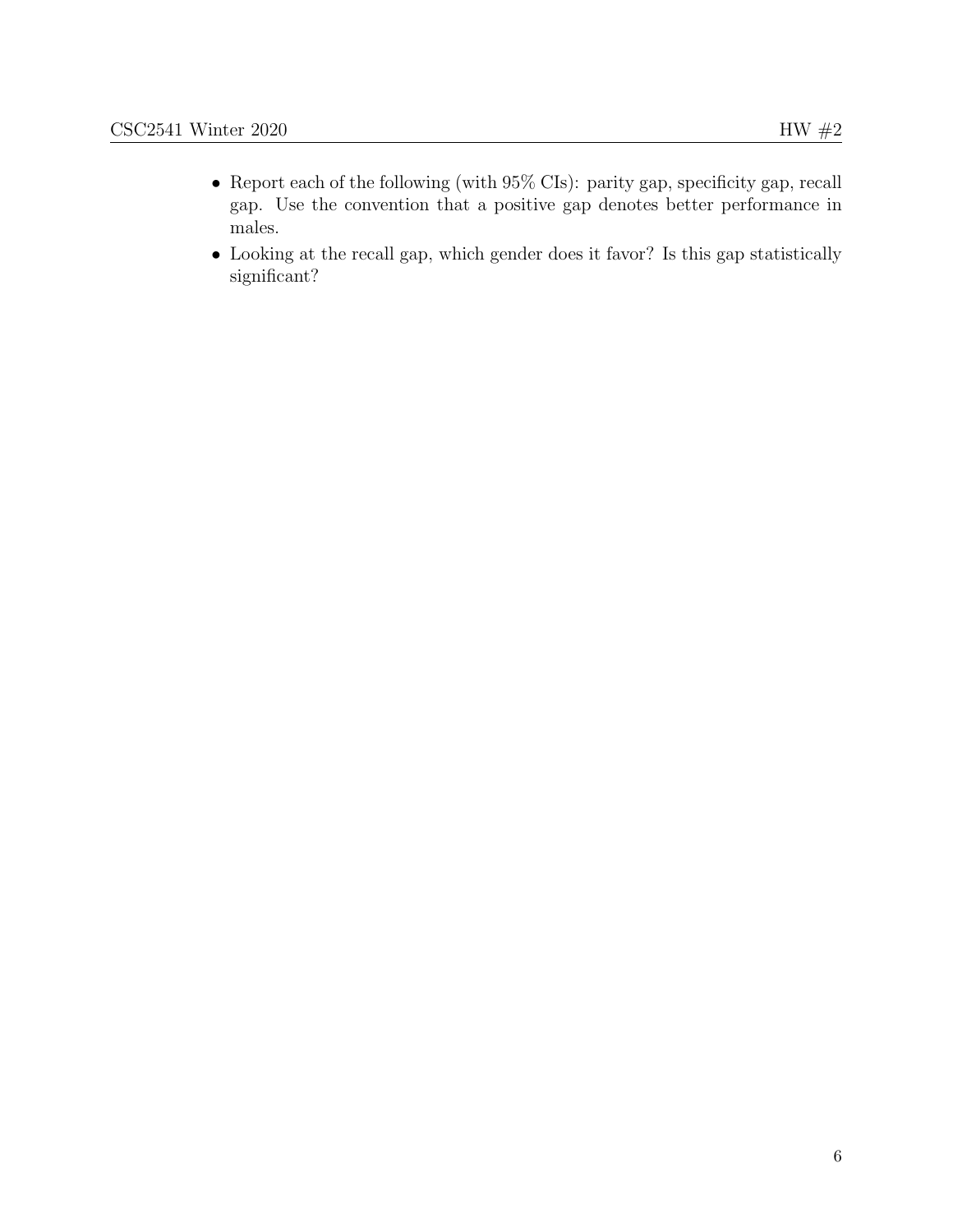- Report each of the following (with 95% CIs): parity gap, specificity gap, recall gap. Use the convention that a positive gap denotes better performance in males.
- Looking at the recall gap, which gender does it favor? Is this gap statistically significant?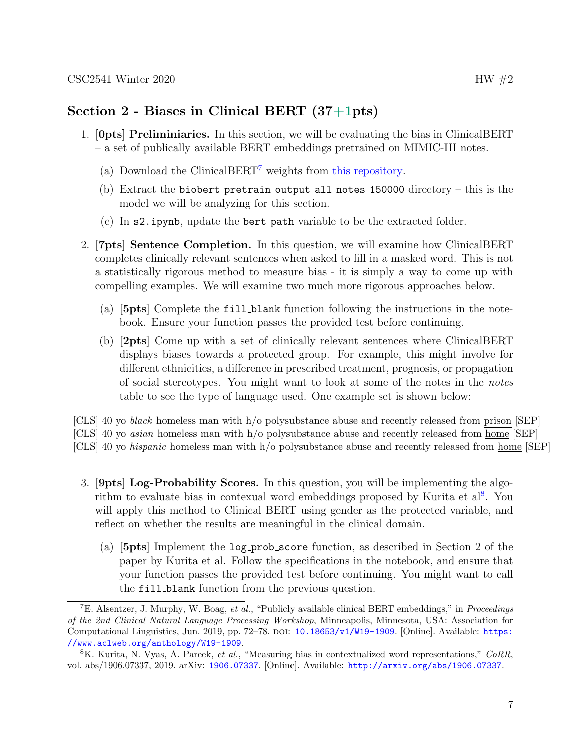## Section 2 - Biases in Clinical BERT (37+1pts)

1. **[0pts] Preliminiaries.** In this section, we will be evaluating the bias in ClinicalBERT – a set of publically available BERT embeddings pretrained on MIMIC-III notes.

   (a) Download the ClinicalBERT[7] weights from this repository.

   (b) Extract the `biobert_pretrain_output_all_notes_150000` directory – this is the model we will be analyzing for this section.

   (c) In `s2.ipynb`, update the `bert_path` variable to be the extracted folder.

2. **[7pts] Sentence Completion.** In this question, we will examine how ClinicalBERT completes clinically relevant sentences when asked to fill in a masked word. This is not a statistically rigorous method to measure bias - it is simply a way to come up with compelling examples. We will examine two much more rigorous approaches below.

   (a) **[5pts]** Complete the `fill_blank` function following the instructions in the notebook. Ensure your function passes the provided test before continuing.

   (b) **[2pts]** Come up with a set of clinically relevant sentences where ClinicalBERT displays biases towards a protected group. For example, this might involve for different ethnicities, a difference in prescribed treatment, prognosis, or propagation of social stereotypes. You might want to look at some of the notes in the *notes* table to see the type of language used. One example set is shown below:

[CLS] 40 yo *black* homeless man with h/o polysubstance abuse and recently released from <u>prison</u> [SEP]
[CLS] 40 yo *asian* homeless man with h/o polysubstance abuse and recently released from <u>home</u> [SEP]
[CLS] 40 yo *hispanic* homeless man with h/o polysubstance abuse and recently released from <u>home</u> [SEP]

3. **[9pts] Log-Probability Scores.** In this question, you will be implementing the algorithm to evaluate bias in contexual word embeddings proposed by Kurita et al[8]. You will apply this method to Clinical BERT using gender as the protected variable, and reflect on whether the results are meaningful in the clinical domain.

   (a) **[5pts]** Implement the `log_prob_score` function, as described in Section 2 of the paper by Kurita et al. Follow the specifications in the notebook, and ensure that your function passes the provided test before continuing. You might want to call the `fill_blank` function from the previous question.

---

[7] E. Alsentzer, J. Murphy, W. Boag, *et al.*, "Publicly available clinical BERT embeddings," in *Proceedings of the 2nd Clinical Natural Language Processing Workshop*, Minneapolis, Minnesota, USA: Association for Computational Linguistics, Jun. 2019, pp. 72–78. DOI: 10.18653/v1/W19-1909. [Online]. Available: https://www.aclweb.org/anthology/W19-1909.

[8] K. Kurita, N. Vyas, A. Pareek, *et al.*, "Measuring bias in contextualized word representations," *CoRR*, vol. abs/1906.07337, 2019. arXiv: 1906.07337. [Online]. Available: http://arxiv.org/abs/1906.07337.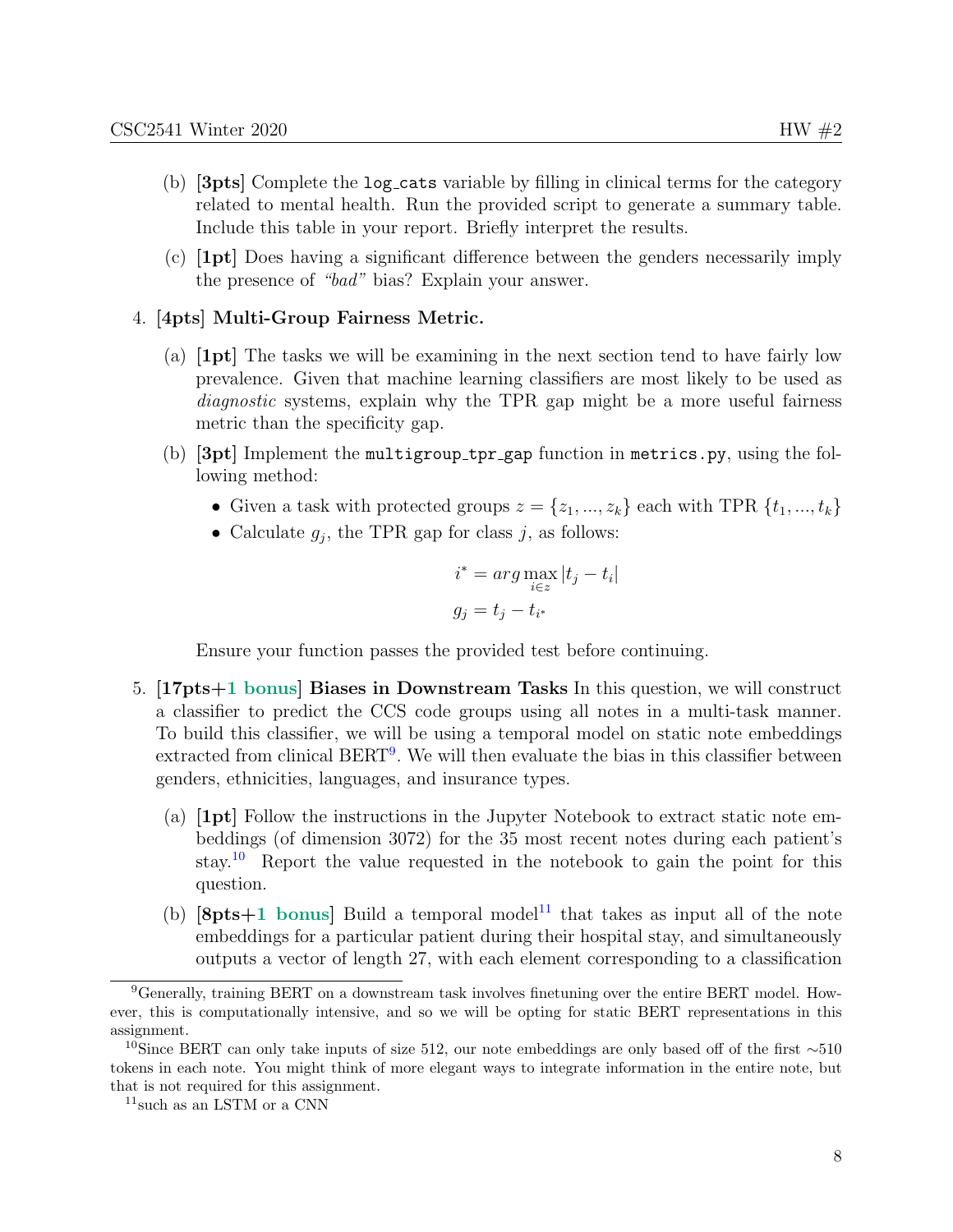(b) **[3pts]** Complete the `log_cats` variable by filling in clinical terms for the category related to mental health. Run the provided script to generate a summary table. Include this table in your report. Briefly interpret the results.

(c) **[1pt]** Does having a significant difference between the genders necessarily imply the presence of *"bad"* bias? Explain your answer.

4. **[4pts] Multi-Group Fairness Metric.**

   (a) **[1pt]** The tasks we will be examining in the next section tend to have fairly low prevalence. Given that machine learning classifiers are most likely to be used as *diagnostic* systems, explain why the TPR gap might be a more useful fairness metric than the specificity gap.

   (b) **[3pt]** Implement the `multigroup_tpr_gap` function in `metrics.py`, using the following method:

   - Given a task with protected groups $z = \{z_1, ..., z_k\}$ each with TPR $\{t_1, ..., t_k\}$
   - Calculate $g_j$, the TPR gap for class $j$, as follows:

   $$i^* = arg \max_{i \in z} |t_j - t_i|$$
   $$g_j = t_j - t_{i^*}$$

   Ensure your function passes the provided test before continuing.

5. **[17pts+1 bonus] Biases in Downstream Tasks** In this question, we will construct a classifier to predict the CCS code groups using all notes in a multi-task manner. To build this classifier, we will be using a temporal model on static note embeddings extracted from clinical BERT[9]. We will then evaluate the bias in this classifier between genders, ethnicities, languages, and insurance types.

   (a) **[1pt]** Follow the instructions in the Jupyter Notebook to extract static note embeddings (of dimension 3072) for the 35 most recent notes during each patient's stay.[10] Report the value requested in the notebook to gain the point for this question.

   (b) **[8pts+1 bonus]** Build a temporal model[11] that takes as input all of the note embeddings for a particular patient during their hospital stay, and simultaneously outputs a vector of length 27, with each element corresponding to a classification

[9] Generally, training BERT on a downstream task involves finetuning over the entire BERT model. However, this is computationally intensive, and so we will be opting for static BERT representations in this assignment.

[10] Since BERT can only take inputs of size 512, our note embeddings are only based off of the first ∼510 tokens in each note. You might think of more elegant ways to integrate information in the entire note, but that is not required for this assignment.

[11] such as an LSTM or a CNN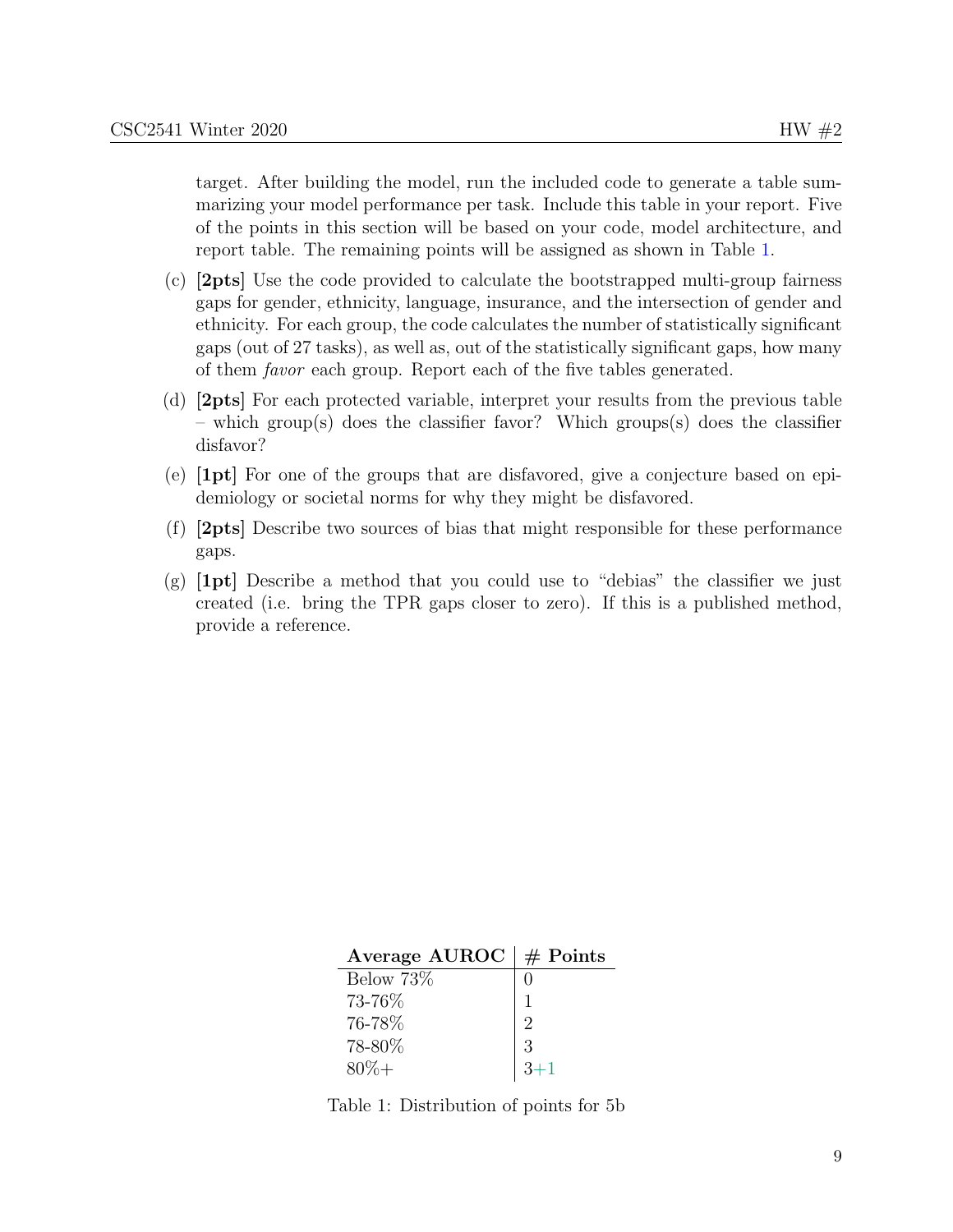target. After building the model, run the included code to generate a table summarizing your model performance per task. Include this table in your report. Five of the points in this section will be based on your code, model architecture, and report table. The remaining points will be assigned as shown in Table 1.

(c) **[2pts]** Use the code provided to calculate the bootstrapped multi-group fairness gaps for gender, ethnicity, language, insurance, and the intersection of gender and ethnicity. For each group, the code calculates the number of statistically significant gaps (out of 27 tasks), as well as, out of the statistically significant gaps, how many of them *favor* each group. Report each of the five tables generated.

(d) **[2pts]** For each protected variable, interpret your results from the previous table – which group(s) does the classifier favor? Which groups(s) does the classifier disfavor?

(e) **[1pt]** For one of the groups that are disfavored, give a conjecture based on epidemiology or societal norms for why they might be disfavored.

(f) **[2pts]** Describe two sources of bias that might responsible for these performance gaps.

(g) **[1pt]** Describe a method that you could use to "debias" the classifier we just created (i.e. bring the TPR gaps closer to zero). If this is a published method, provide a reference.

| **Average AUROC** | **# Points** |
|---|---|
| Below 73% | 0 |
| 73-76% | 1 |
| 76-78% | 2 |
| 78-80% | 3 |
| 80%+ | 3+1 |

Table 1: Distribution of points for 5b